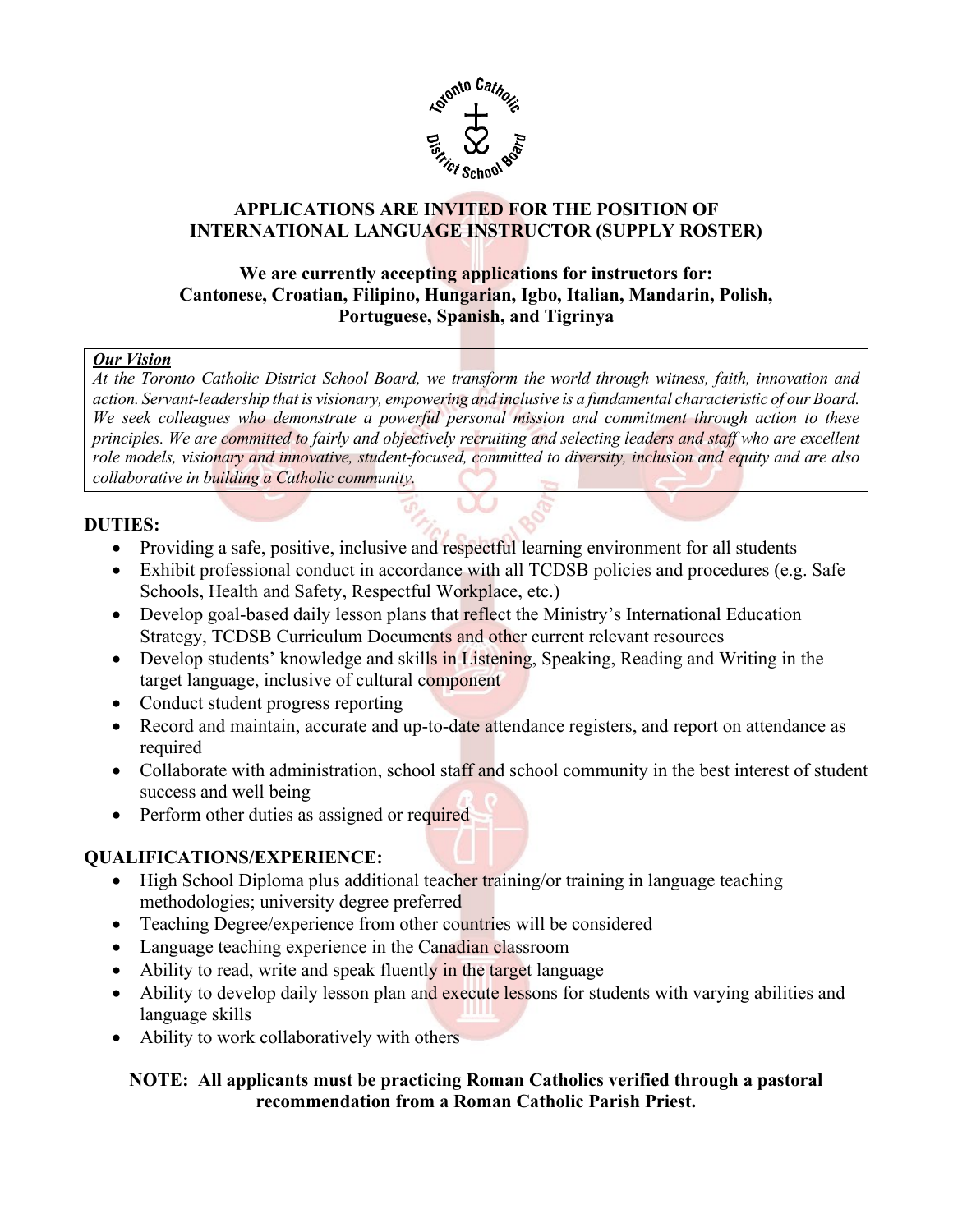# APPLICATIONS ARE INVITED FOR THE POSITION OF INTERNATIONAL LANGUAGE INSTRUCTOR (SUPPLY ROSTER)

## We are currently accepting applications for instructors for: Cantonese, Croatian, Filipino, Hungarian, Igbo, Italian, Mandarin, Polish, Portuguese, Spanish, and Tigrinya

***Our Vision***

*At the Toronto Catholic District School Board, we transform the world through witness, faith, innovation and action. Servant-leadership that is visionary, empowering and inclusive is a fundamental characteristic of our Board. We seek colleagues who demonstrate a powerful personal mission and commitment through action to these principles. We are committed to fairly and objectively recruiting and selecting leaders and staff who are excellent role models, visionary and innovative, student-focused, committed to diversity, inclusion and equity and are also collaborative in building a Catholic community.*

### DUTIES:

- Providing a safe, positive, inclusive and respectful learning environment for all students
- Exhibit professional conduct in accordance with all TCDSB policies and procedures (e.g. Safe Schools, Health and Safety, Respectful Workplace, etc.)
- Develop goal-based daily lesson plans that reflect the Ministry's International Education Strategy, TCDSB Curriculum Documents and other current relevant resources
- Develop students' knowledge and skills in Listening, Speaking, Reading and Writing in the target language, inclusive of cultural component
- Conduct student progress reporting
- Record and maintain, accurate and up-to-date attendance registers, and report on attendance as required
- Collaborate with administration, school staff and school community in the best interest of student success and well being
- Perform other duties as assigned or required

### QUALIFICATIONS/EXPERIENCE:

- High School Diploma plus additional teacher training/or training in language teaching methodologies; university degree preferred
- Teaching Degree/experience from other countries will be considered
- Language teaching experience in the Canadian classroom
- Ability to read, write and speak fluently in the target language
- Ability to develop daily lesson plan and execute lessons for students with varying abilities and language skills
- Ability to work collaboratively with others

**NOTE: All applicants must be practicing Roman Catholics verified through a pastoral recommendation from a Roman Catholic Parish Priest.**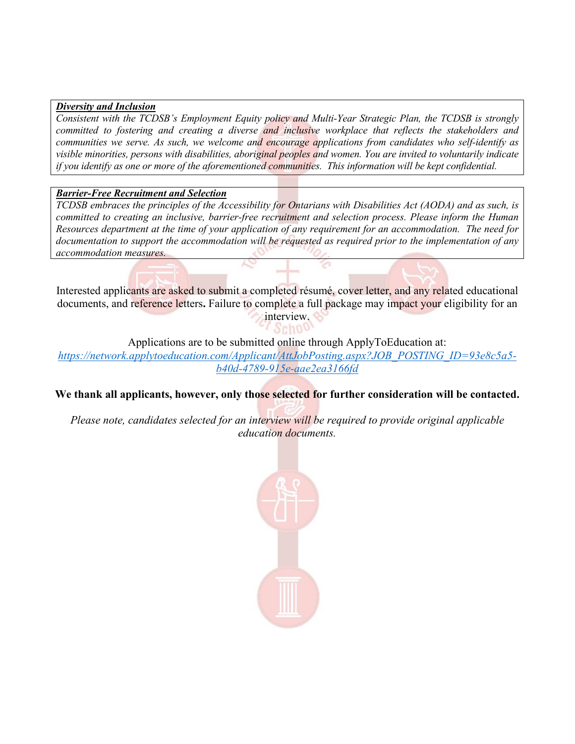***Diversity and Inclusion***

*Consistent with the TCDSB's Employment Equity policy and Multi-Year Strategic Plan, the TCDSB is strongly committed to fostering and creating a diverse and inclusive workplace that reflects the stakeholders and communities we serve. As such, we welcome and encourage applications from candidates who self-identify as visible minorities, persons with disabilities, aboriginal peoples and women. You are invited to voluntarily indicate if you identify as one or more of the aforementioned communities. This information will be kept confidential.*

***Barrier-Free Recruitment and Selection***

*TCDSB embraces the principles of the Accessibility for Ontarians with Disabilities Act (AODA) and as such, is committed to creating an inclusive, barrier-free recruitment and selection process. Please inform the Human Resources department at the time of your application of any requirement for an accommodation. The need for documentation to support the accommodation will be requested as required prior to the implementation of any accommodation measures.*

Interested applicants are asked to submit a completed résumé, cover letter, and any related educational documents, and reference letters**.** Failure to complete a full package may impact your eligibility for an interview.

Applications are to be submitted online through ApplyToEducation at:
*https://network.applytoeducation.com/Applicant/AttJobPosting.aspx?JOB_POSTING_ID=93e8c5a5-b40d-4789-915e-aae2ea3166fd*

**We thank all applicants, however, only those selected for further consideration will be contacted.**

*Please note, candidates selected for an interview will be required to provide original applicable education documents.*